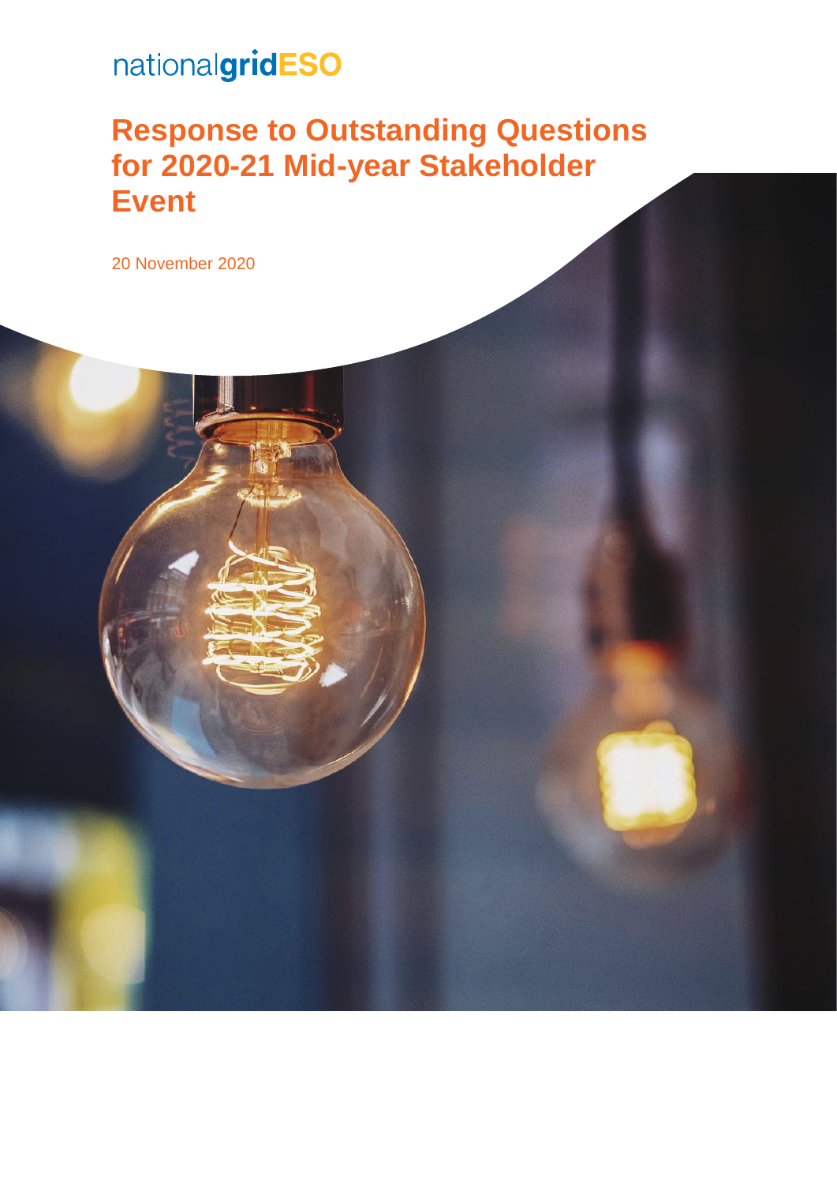nationalgridESO

# Response to Outstanding Questions for 2020-21 Mid-year Stakeholder Event

20 November 2020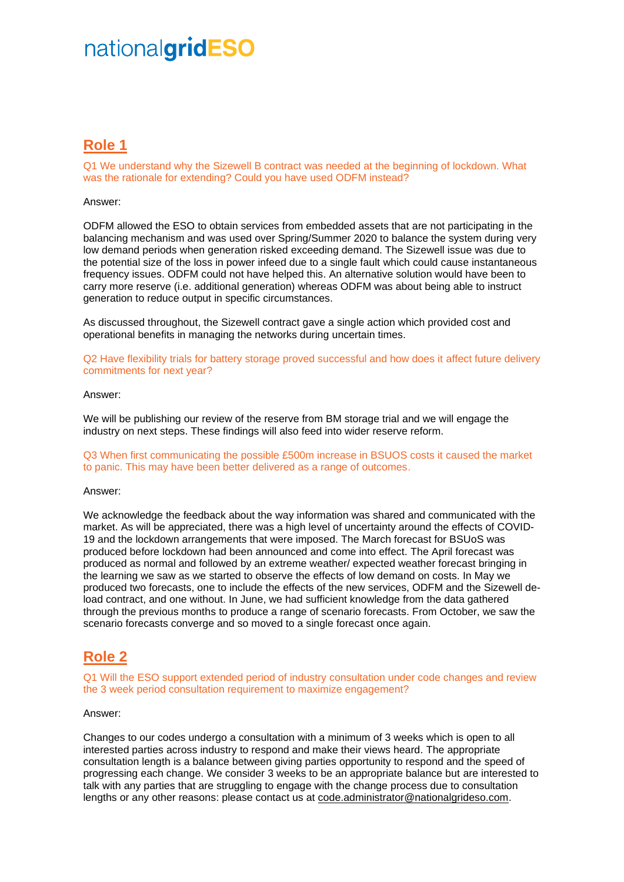## Role 1

Q1 We understand why the Sizewell B contract was needed at the beginning of lockdown. What was the rationale for extending? Could you have used ODFM instead?

Answer:

ODFM allowed the ESO to obtain services from embedded assets that are not participating in the balancing mechanism and was used over Spring/Summer 2020 to balance the system during very low demand periods when generation risked exceeding demand. The Sizewell issue was due to the potential size of the loss in power infeed due to a single fault which could cause instantaneous frequency issues. ODFM could not have helped this. An alternative solution would have been to carry more reserve (i.e. additional generation) whereas ODFM was about being able to instruct generation to reduce output in specific circumstances.

As discussed throughout, the Sizewell contract gave a single action which provided cost and operational benefits in managing the networks during uncertain times.

Q2 Have flexibility trials for battery storage proved successful and how does it affect future delivery commitments for next year?

Answer:

We will be publishing our review of the reserve from BM storage trial and we will engage the industry on next steps. These findings will also feed into wider reserve reform.

Q3 When first communicating the possible £500m increase in BSUOS costs it caused the market to panic. This may have been better delivered as a range of outcomes.

Answer:

We acknowledge the feedback about the way information was shared and communicated with the market. As will be appreciated, there was a high level of uncertainty around the effects of COVID-19 and the lockdown arrangements that were imposed. The March forecast for BSUoS was produced before lockdown had been announced and come into effect. The April forecast was produced as normal and followed by an extreme weather/ expected weather forecast bringing in the learning we saw as we started to observe the effects of low demand on costs. In May we produced two forecasts, one to include the effects of the new services, ODFM and the Sizewell de-load contract, and one without. In June, we had sufficient knowledge from the data gathered through the previous months to produce a range of scenario forecasts. From October, we saw the scenario forecasts converge and so moved to a single forecast once again.

## Role 2

Q1 Will the ESO support extended period of industry consultation under code changes and review the 3 week period consultation requirement to maximize engagement?

Answer:

Changes to our codes undergo a consultation with a minimum of 3 weeks which is open to all interested parties across industry to respond and make their views heard. The appropriate consultation length is a balance between giving parties opportunity to respond and the speed of progressing each change. We consider 3 weeks to be an appropriate balance but are interested to talk with any parties that are struggling to engage with the change process due to consultation lengths or any other reasons: please contact us at code.administrator@nationalgrideso.com.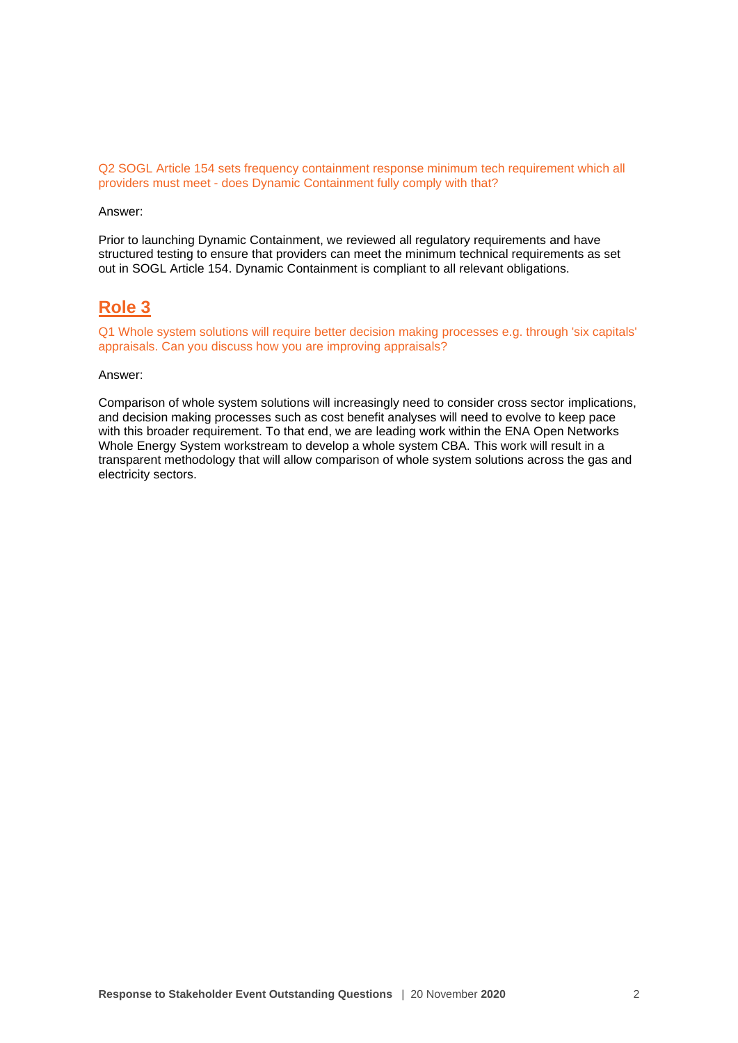Q2 SOGL Article 154 sets frequency containment response minimum tech requirement which all providers must meet - does Dynamic Containment fully comply with that?

Answer:

Prior to launching Dynamic Containment, we reviewed all regulatory requirements and have structured testing to ensure that providers can meet the minimum technical requirements as set out in SOGL Article 154. Dynamic Containment is compliant to all relevant obligations.

## Role 3

Q1 Whole system solutions will require better decision making processes e.g. through 'six capitals' appraisals. Can you discuss how you are improving appraisals?

Answer:

Comparison of whole system solutions will increasingly need to consider cross sector implications, and decision making processes such as cost benefit analyses will need to evolve to keep pace with this broader requirement. To that end, we are leading work within the ENA Open Networks Whole Energy System workstream to develop a whole system CBA. This work will result in a transparent methodology that will allow comparison of whole system solutions across the gas and electricity sectors.